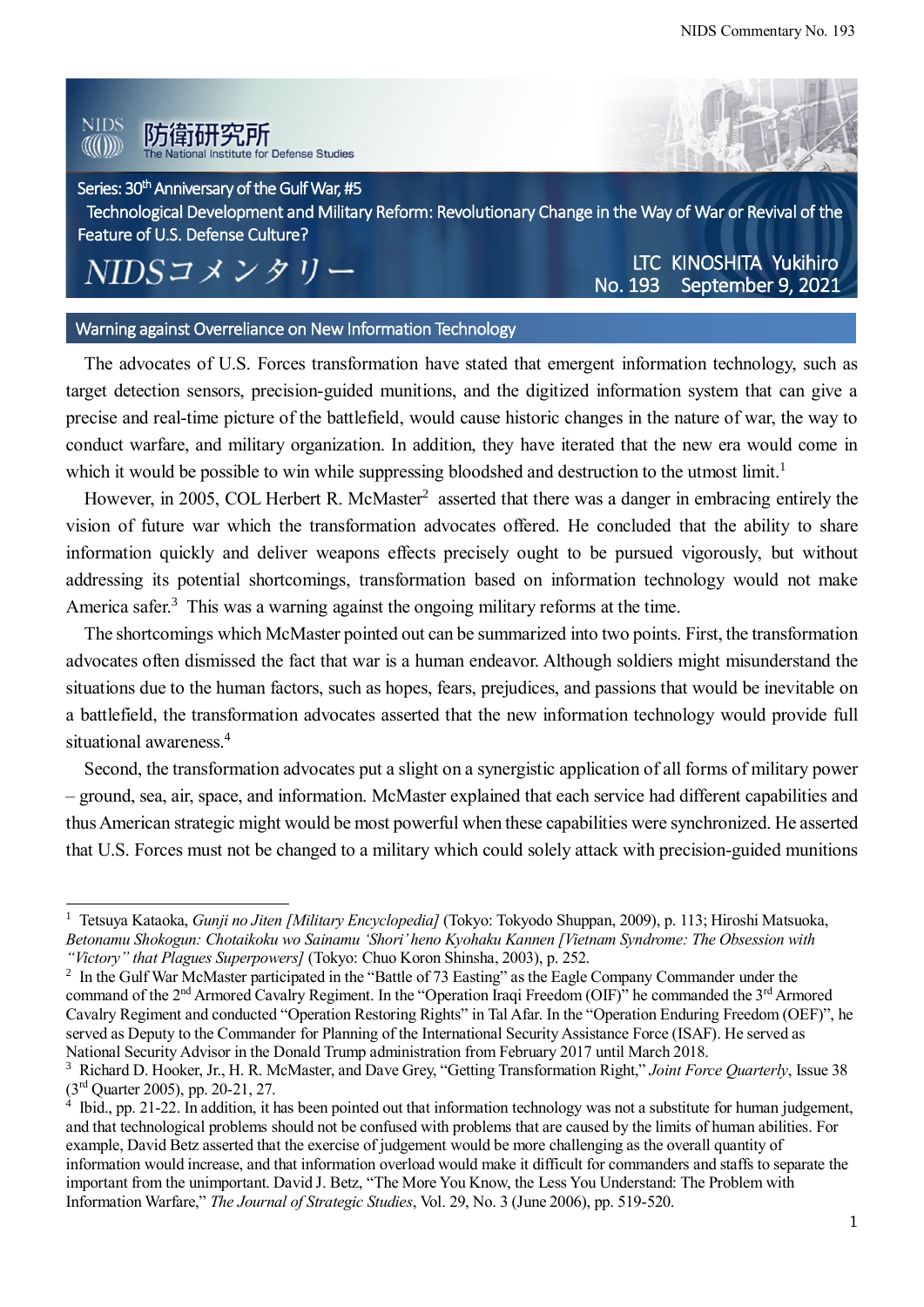Series: 30th Anniversary of the Gulf War, #5

# Technological Development and Military Reform: Revolutionary Change in the Way of War or Revival of the Feature of U.S. Defense Culture?

NIDSコメンタリー

LTC KINOSHITA Yukihiro

No. 193 September 9, 2021

## Warning against Overreliance on New Information Technology

The advocates of U.S. Forces transformation have stated that emergent information technology, such as target detection sensors, precision-guided munitions, and the digitized information system that can give a precise and real-time picture of the battlefield, would cause historic changes in the nature of war, the way to conduct warfare, and military organization. In addition, they have iterated that the new era would come in which it would be possible to win while suppressing bloodshed and destruction to the utmost limit.[1]

However, in 2005, COL Herbert R. McMaster[2] asserted that there was a danger in embracing entirely the vision of future war which the transformation advocates offered. He concluded that the ability to share information quickly and deliver weapons effects precisely ought to be pursued vigorously, but without addressing its potential shortcomings, transformation based on information technology would not make America safer.[3] This was a warning against the ongoing military reforms at the time.

The shortcomings which McMaster pointed out can be summarized into two points. First, the transformation advocates often dismissed the fact that war is a human endeavor. Although soldiers might misunderstand the situations due to the human factors, such as hopes, fears, prejudices, and passions that would be inevitable on a battlefield, the transformation advocates asserted that the new information technology would provide full situational awareness.[4]

Second, the transformation advocates put a slight on a synergistic application of all forms of military power – ground, sea, air, space, and information. McMaster explained that each service had different capabilities and thus American strategic might would be most powerful when these capabilities were synchronized. He asserted that U.S. Forces must not be changed to a military which could solely attack with precision-guided munitions

---

[1] Tetsuya Kataoka, *Gunji no Jiten [Military Encyclopedia]* (Tokyo: Tokyodo Shuppan, 2009), p. 113; Hiroshi Matsuoka, *Betonamu Shokogun: Chotaikoku wo Sainamu 'Shori' heno Kyohaku Kannen [Vietnam Syndrome: The Obsession with "Victory" that Plagues Superpowers]* (Tokyo: Chuo Koron Shinsha, 2003), p. 252.

[2] In the Gulf War McMaster participated in the "Battle of 73 Easting" as the Eagle Company Commander under the command of the 2nd Armored Cavalry Regiment. In the "Operation Iraqi Freedom (OIF)" he commanded the 3rd Armored Cavalry Regiment and conducted "Operation Restoring Rights" in Tal Afar. In the "Operation Enduring Freedom (OEF)", he served as Deputy to the Commander for Planning of the International Security Assistance Force (ISAF). He served as National Security Advisor in the Donald Trump administration from February 2017 until March 2018.

[3] Richard D. Hooker, Jr., H. R. McMaster, and Dave Grey, "Getting Transformation Right," *Joint Force Quarterly*, Issue 38 (3rd Quarter 2005), pp. 20-21, 27.

[4] Ibid., pp. 21-22. In addition, it has been pointed out that information technology was not a substitute for human judgement, and that technological problems should not be confused with problems that are caused by the limits of human abilities. For example, David Betz asserted that the exercise of judgement would be more challenging as the overall quantity of information would increase, and that information overload would make it difficult for commanders and staffs to separate the important from the unimportant. David J. Betz, "The More You Know, the Less You Understand: The Problem with Information Warfare," *The Journal of Strategic Studies*, Vol. 29, No. 3 (June 2006), pp. 519-520.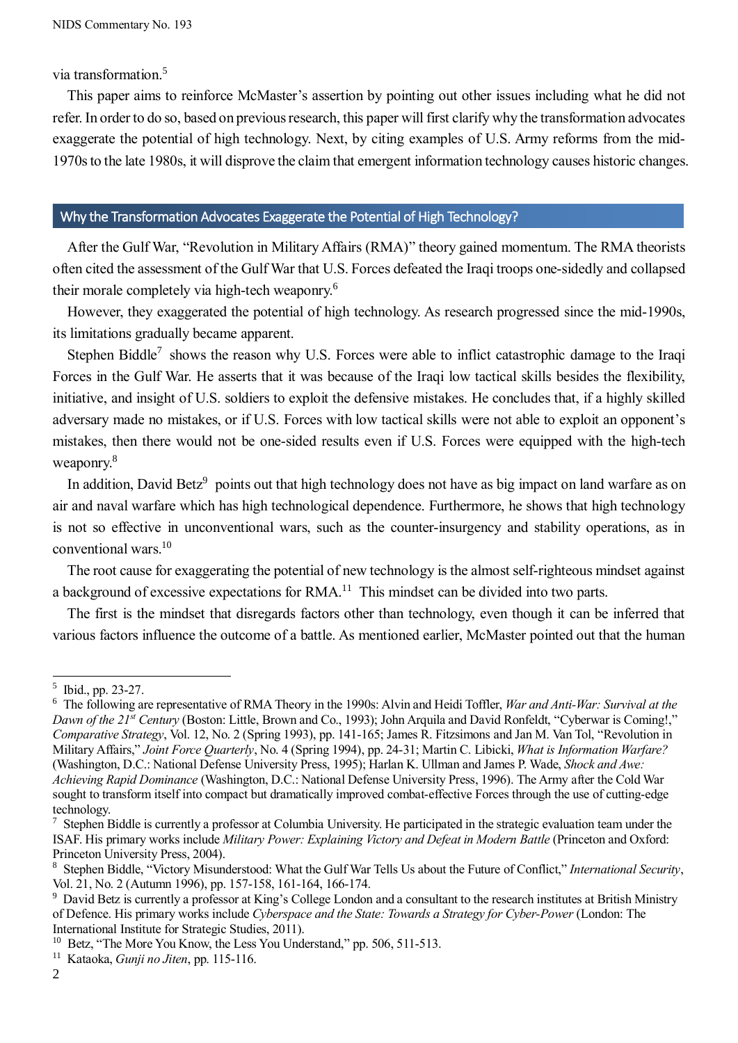via transformation.[5]

This paper aims to reinforce McMaster's assertion by pointing out other issues including what he did not refer. In order to do so, based on previous research, this paper will first clarify why the transformation advocates exaggerate the potential of high technology. Next, by citing examples of U.S. Army reforms from the mid-1970s to the late 1980s, it will disprove the claim that emergent information technology causes historic changes.

## Why the Transformation Advocates Exaggerate the Potential of High Technology?

After the Gulf War, "Revolution in Military Affairs (RMA)" theory gained momentum. The RMA theorists often cited the assessment of the Gulf War that U.S. Forces defeated the Iraqi troops one-sidedly and collapsed their morale completely via high-tech weaponry.[6]

However, they exaggerated the potential of high technology. As research progressed since the mid-1990s, its limitations gradually became apparent.

Stephen Biddle[7] shows the reason why U.S. Forces were able to inflict catastrophic damage to the Iraqi Forces in the Gulf War. He asserts that it was because of the Iraqi low tactical skills besides the flexibility, initiative, and insight of U.S. soldiers to exploit the defensive mistakes. He concludes that, if a highly skilled adversary made no mistakes, or if U.S. Forces with low tactical skills were not able to exploit an opponent's mistakes, then there would not be one-sided results even if U.S. Forces were equipped with the high-tech weaponry.[8]

In addition, David Betz[9] points out that high technology does not have as big impact on land warfare as on air and naval warfare which has high technological dependence. Furthermore, he shows that high technology is not so effective in unconventional wars, such as the counter-insurgency and stability operations, as in conventional wars.[10]

The root cause for exaggerating the potential of new technology is the almost self-righteous mindset against a background of excessive expectations for RMA.[11] This mindset can be divided into two parts.

The first is the mindset that disregards factors other than technology, even though it can be inferred that various factors influence the outcome of a battle. As mentioned earlier, McMaster pointed out that the human

---

[5] Ibid., pp. 23-27.

[6] The following are representative of RMA Theory in the 1990s: Alvin and Heidi Toffler, *War and Anti-War: Survival at the Dawn of the 21st Century* (Boston: Little, Brown and Co., 1993); John Arquila and David Ronfeldt, "Cyberwar is Coming!," *Comparative Strategy*, Vol. 12, No. 2 (Spring 1993), pp. 141-165; James R. Fitzsimons and Jan M. Van Tol, "Revolution in Military Affairs," *Joint Force Quarterly*, No. 4 (Spring 1994), pp. 24-31; Martin C. Libicki, *What is Information Warfare?* (Washington, D.C.: National Defense University Press, 1995); Harlan K. Ullman and James P. Wade, *Shock and Awe: Achieving Rapid Dominance* (Washington, D.C.: National Defense University Press, 1996). The Army after the Cold War sought to transform itself into compact but dramatically improved combat-effective Forces through the use of cutting-edge technology.

[7] Stephen Biddle is currently a professor at Columbia University. He participated in the strategic evaluation team under the ISAF. His primary works include *Military Power: Explaining Victory and Defeat in Modern Battle* (Princeton and Oxford: Princeton University Press, 2004).

[8] Stephen Biddle, "Victory Misunderstood: What the Gulf War Tells Us about the Future of Conflict," *International Security*, Vol. 21, No. 2 (Autumn 1996), pp. 157-158, 161-164, 166-174.

[9] David Betz is currently a professor at King's College London and a consultant to the research institutes at British Ministry of Defence. His primary works include *Cyberspace and the State: Towards a Strategy for Cyber-Power* (London: The International Institute for Strategic Studies, 2011).

[10] Betz, "The More You Know, the Less You Understand," pp. 506, 511-513.

[11] Kataoka, *Gunji no Jiten*, pp. 115-116.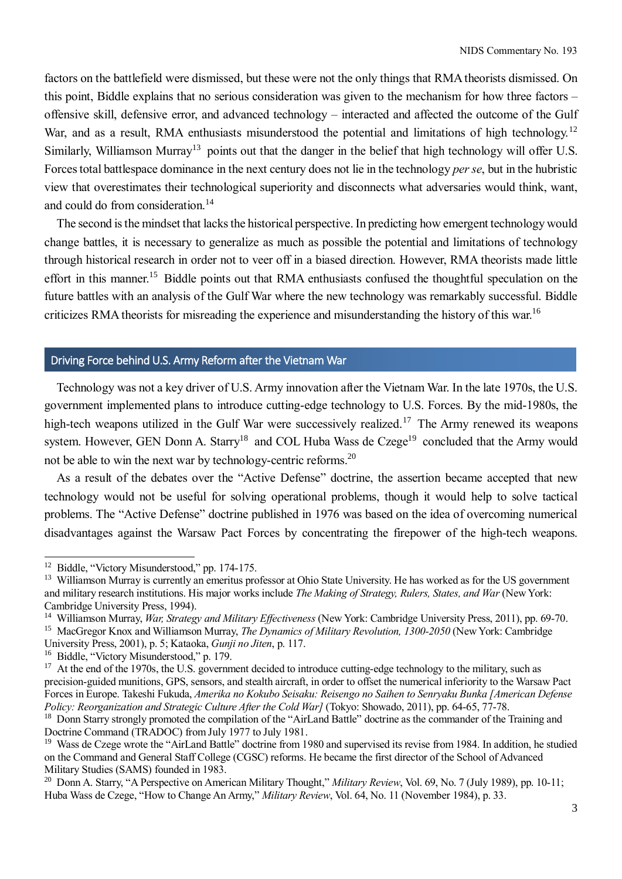factors on the battlefield were dismissed, but these were not the only things that RMA theorists dismissed. On this point, Biddle explains that no serious consideration was given to the mechanism for how three factors – offensive skill, defensive error, and advanced technology – interacted and affected the outcome of the Gulf War, and as a result, RMA enthusiasts misunderstood the potential and limitations of high technology.[12] Similarly, Williamson Murray[13] points out that the danger in the belief that high technology will offer U.S. Forces total battlespace dominance in the next century does not lie in the technology *per se*, but in the hubristic view that overestimates their technological superiority and disconnects what adversaries would think, want, and could do from consideration.[14]

The second is the mindset that lacks the historical perspective. In predicting how emergent technology would change battles, it is necessary to generalize as much as possible the potential and limitations of technology through historical research in order not to veer off in a biased direction. However, RMA theorists made little effort in this manner.[15] Biddle points out that RMA enthusiasts confused the thoughtful speculation on the future battles with an analysis of the Gulf War where the new technology was remarkably successful. Biddle criticizes RMA theorists for misreading the experience and misunderstanding the history of this war.[16]

## Driving Force behind U.S. Army Reform after the Vietnam War

Technology was not a key driver of U.S. Army innovation after the Vietnam War. In the late 1970s, the U.S. government implemented plans to introduce cutting-edge technology to U.S. Forces. By the mid-1980s, the high-tech weapons utilized in the Gulf War were successively realized.[17] The Army renewed its weapons system. However, GEN Donn A. Starry[18] and COL Huba Wass de Czege[19] concluded that the Army would not be able to win the next war by technology-centric reforms.[20]

As a result of the debates over the "Active Defense" doctrine, the assertion became accepted that new technology would not be useful for solving operational problems, though it would help to solve tactical problems. The "Active Defense" doctrine published in 1976 was based on the idea of overcoming numerical disadvantages against the Warsaw Pact Forces by concentrating the firepower of the high-tech weapons.

---

[12] Biddle, "Victory Misunderstood," pp. 174-175.

[13] Williamson Murray is currently an emeritus professor at Ohio State University. He has worked as for the US government and military research institutions. His major works include *The Making of Strategy, Rulers, States, and War* (New York: Cambridge University Press, 1994).

[14] Williamson Murray, *War, Strategy and Military Effectiveness* (New York: Cambridge University Press, 2011), pp. 69-70.

[15] MacGregor Knox and Williamson Murray, *The Dynamics of Military Revolution, 1300-2050* (New York: Cambridge University Press, 2001), p. 5; Kataoka, *Gunji no Jiten*, p. 117.

[16] Biddle, "Victory Misunderstood," p. 179.

[17] At the end of the 1970s, the U.S. government decided to introduce cutting-edge technology to the military, such as precision-guided munitions, GPS, sensors, and stealth aircraft, in order to offset the numerical inferiority to the Warsaw Pact Forces in Europe. Takeshi Fukuda, *Amerika no Kokubo Seisaku: Reisengo no Saihen to Senryaku Bunka [American Defense Policy: Reorganization and Strategic Culture After the Cold War]* (Tokyo: Showado, 2011), pp. 64-65, 77-78.

[18] Donn Starry strongly promoted the compilation of the "AirLand Battle" doctrine as the commander of the Training and Doctrine Command (TRADOC) from July 1977 to July 1981.

[19] Wass de Czege wrote the "AirLand Battle" doctrine from 1980 and supervised its revise from 1984. In addition, he studied on the Command and General Staff College (CGSC) reforms. He became the first director of the School of Advanced Military Studies (SAMS) founded in 1983.

[20] Donn A. Starry, "A Perspective on American Military Thought," *Military Review*, Vol. 69, No. 7 (July 1989), pp. 10-11; Huba Wass de Czege, "How to Change An Army," *Military Review*, Vol. 64, No. 11 (November 1984), p. 33.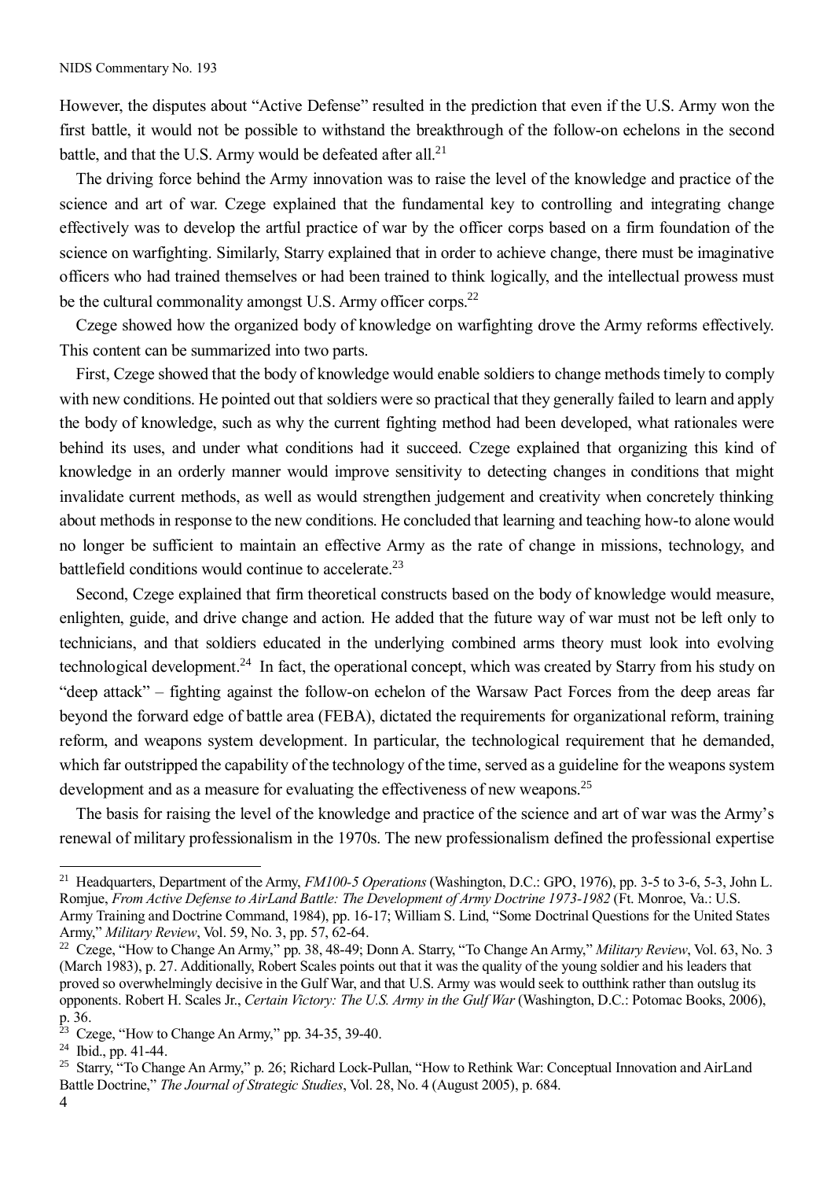However, the disputes about "Active Defense" resulted in the prediction that even if the U.S. Army won the first battle, it would not be possible to withstand the breakthrough of the follow-on echelons in the second battle, and that the U.S. Army would be defeated after all.[21]

The driving force behind the Army innovation was to raise the level of the knowledge and practice of the science and art of war. Czege explained that the fundamental key to controlling and integrating change effectively was to develop the artful practice of war by the officer corps based on a firm foundation of the science on warfighting. Similarly, Starry explained that in order to achieve change, there must be imaginative officers who had trained themselves or had been trained to think logically, and the intellectual prowess must be the cultural commonality amongst U.S. Army officer corps.[22]

Czege showed how the organized body of knowledge on warfighting drove the Army reforms effectively. This content can be summarized into two parts.

First, Czege showed that the body of knowledge would enable soldiers to change methods timely to comply with new conditions. He pointed out that soldiers were so practical that they generally failed to learn and apply the body of knowledge, such as why the current fighting method had been developed, what rationales were behind its uses, and under what conditions had it succeed. Czege explained that organizing this kind of knowledge in an orderly manner would improve sensitivity to detecting changes in conditions that might invalidate current methods, as well as would strengthen judgement and creativity when concretely thinking about methods in response to the new conditions. He concluded that learning and teaching how-to alone would no longer be sufficient to maintain an effective Army as the rate of change in missions, technology, and battlefield conditions would continue to accelerate.[23]

Second, Czege explained that firm theoretical constructs based on the body of knowledge would measure, enlighten, guide, and drive change and action. He added that the future way of war must not be left only to technicians, and that soldiers educated in the underlying combined arms theory must look into evolving technological development.[24] In fact, the operational concept, which was created by Starry from his study on "deep attack" – fighting against the follow-on echelon of the Warsaw Pact Forces from the deep areas far beyond the forward edge of battle area (FEBA), dictated the requirements for organizational reform, training reform, and weapons system development. In particular, the technological requirement that he demanded, which far outstripped the capability of the technology of the time, served as a guideline for the weapons system development and as a measure for evaluating the effectiveness of new weapons.[25]

The basis for raising the level of the knowledge and practice of the science and art of war was the Army's renewal of military professionalism in the 1970s. The new professionalism defined the professional expertise

---

[21] Headquarters, Department of the Army, *FM100-5 Operations* (Washington, D.C.: GPO, 1976), pp. 3-5 to 3-6, 5-3, John L. Romjue, *From Active Defense to AirLand Battle: The Development of Army Doctrine 1973-1982* (Ft. Monroe, Va.: U.S. Army Training and Doctrine Command, 1984), pp. 16-17; William S. Lind, "Some Doctrinal Questions for the United States Army," *Military Review*, Vol. 59, No. 3, pp. 57, 62-64.

[22] Czege, "How to Change An Army," pp. 38, 48-49; Donn A. Starry, "To Change An Army," *Military Review*, Vol. 63, No. 3 (March 1983), p. 27. Additionally, Robert Scales points out that it was the quality of the young soldier and his leaders that proved so overwhelmingly decisive in the Gulf War, and that U.S. Army was would seek to outthink rather than outslug its opponents. Robert H. Scales Jr., *Certain Victory: The U.S. Army in the Gulf War* (Washington, D.C.: Potomac Books, 2006), p. 36.

[23] Czege, "How to Change An Army," pp. 34-35, 39-40.

[24] Ibid., pp. 41-44.

[25] Starry, "To Change An Army," p. 26; Richard Lock-Pullan, "How to Rethink War: Conceptual Innovation and AirLand Battle Doctrine," *The Journal of Strategic Studies*, Vol. 28, No. 4 (August 2005), p. 684.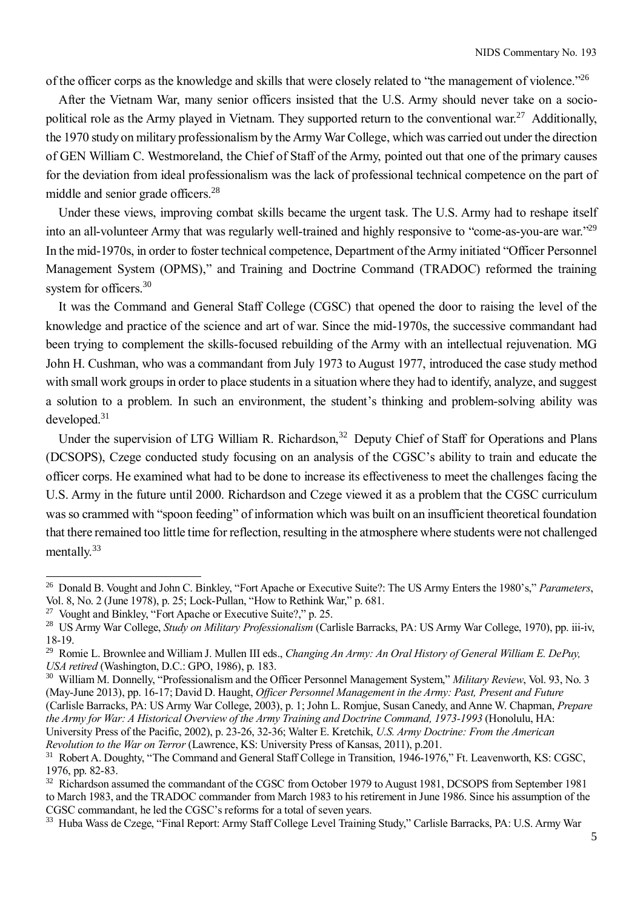of the officer corps as the knowledge and skills that were closely related to "the management of violence."[26]

After the Vietnam War, many senior officers insisted that the U.S. Army should never take on a socio-political role as the Army played in Vietnam. They supported return to the conventional war.[27] Additionally, the 1970 study on military professionalism by the Army War College, which was carried out under the direction of GEN William C. Westmoreland, the Chief of Staff of the Army, pointed out that one of the primary causes for the deviation from ideal professionalism was the lack of professional technical competence on the part of middle and senior grade officers.[28]

Under these views, improving combat skills became the urgent task. The U.S. Army had to reshape itself into an all-volunteer Army that was regularly well-trained and highly responsive to "come-as-you-are war."[29] In the mid-1970s, in order to foster technical competence, Department of the Army initiated "Officer Personnel Management System (OPMS)," and Training and Doctrine Command (TRADOC) reformed the training system for officers.[30]

It was the Command and General Staff College (CGSC) that opened the door to raising the level of the knowledge and practice of the science and art of war. Since the mid-1970s, the successive commandant had been trying to complement the skills-focused rebuilding of the Army with an intellectual rejuvenation. MG John H. Cushman, who was a commandant from July 1973 to August 1977, introduced the case study method with small work groups in order to place students in a situation where they had to identify, analyze, and suggest a solution to a problem. In such an environment, the student's thinking and problem-solving ability was developed.[31]

Under the supervision of LTG William R. Richardson,[32] Deputy Chief of Staff for Operations and Plans (DCSOPS), Czege conducted study focusing on an analysis of the CGSC's ability to train and educate the officer corps. He examined what had to be done to increase its effectiveness to meet the challenges facing the U.S. Army in the future until 2000. Richardson and Czege viewed it as a problem that the CGSC curriculum was so crammed with "spoon feeding" of information which was built on an insufficient theoretical foundation that there remained too little time for reflection, resulting in the atmosphere where students were not challenged mentally.[33]

---

[26] Donald B. Vought and John C. Binkley, "Fort Apache or Executive Suite?: The US Army Enters the 1980's," *Parameters*, Vol. 8, No. 2 (June 1978), p. 25; Lock-Pullan, "How to Rethink War," p. 681.

[27] Vought and Binkley, "Fort Apache or Executive Suite?," p. 25.

[28] US Army War College, *Study on Military Professionalism* (Carlisle Barracks, PA: US Army War College, 1970), pp. iii-iv, 18-19.

[29] Romie L. Brownlee and William J. Mullen III eds., *Changing An Army: An Oral History of General William E. DePuy, USA retired* (Washington, D.C.: GPO, 1986), p. 183.

[30] William M. Donnelly, "Professionalism and the Officer Personnel Management System," *Military Review*, Vol. 93, No. 3 (May-June 2013), pp. 16-17; David D. Haught, *Officer Personnel Management in the Army: Past, Present and Future* (Carlisle Barracks, PA: US Army War College, 2003), p. 1; John L. Romjue, Susan Canedy, and Anne W. Chapman, *Prepare the Army for War: A Historical Overview of the Army Training and Doctrine Command, 1973-1993* (Honolulu, HA: University Press of the Pacific, 2002), p. 23-26, 32-36; Walter E. Kretchik, *U.S. Army Doctrine: From the American Revolution to the War on Terror* (Lawrence, KS: University Press of Kansas, 2011), p.201.

[31] Robert A. Doughty, "The Command and General Staff College in Transition, 1946-1976," Ft. Leavenworth, KS: CGSC, 1976, pp. 82-83.

[32] Richardson assumed the commandant of the CGSC from October 1979 to August 1981, DCSOPS from September 1981 to March 1983, and the TRADOC commander from March 1983 to his retirement in June 1986. Since his assumption of the CGSC commandant, he led the CGSC's reforms for a total of seven years.

[33] Huba Wass de Czege, "Final Report: Army Staff College Level Training Study," Carlisle Barracks, PA: U.S. Army War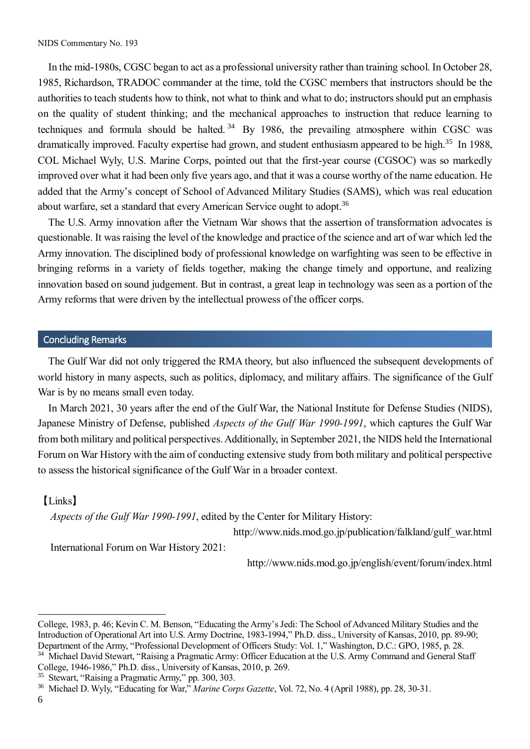In the mid-1980s, CGSC began to act as a professional university rather than training school. In October 28, 1985, Richardson, TRADOC commander at the time, told the CGSC members that instructors should be the authorities to teach students how to think, not what to think and what to do; instructors should put an emphasis on the quality of student thinking; and the mechanical approaches to instruction that reduce learning to techniques and formula should be halted.[34] By 1986, the prevailing atmosphere within CGSC was dramatically improved. Faculty expertise had grown, and student enthusiasm appeared to be high.[35] In 1988, COL Michael Wyly, U.S. Marine Corps, pointed out that the first-year course (CGSOC) was so markedly improved over what it had been only five years ago, and that it was a course worthy of the name education. He added that the Army's concept of School of Advanced Military Studies (SAMS), which was real education about warfare, set a standard that every American Service ought to adopt.[36]

The U.S. Army innovation after the Vietnam War shows that the assertion of transformation advocates is questionable. It was raising the level of the knowledge and practice of the science and art of war which led the Army innovation. The disciplined body of professional knowledge on warfighting was seen to be effective in bringing reforms in a variety of fields together, making the change timely and opportune, and realizing innovation based on sound judgement. But in contrast, a great leap in technology was seen as a portion of the Army reforms that were driven by the intellectual prowess of the officer corps.

## Concluding Remarks

The Gulf War did not only triggered the RMA theory, but also influenced the subsequent developments of world history in many aspects, such as politics, diplomacy, and military affairs. The significance of the Gulf War is by no means small even today.

In March 2021, 30 years after the end of the Gulf War, the National Institute for Defense Studies (NIDS), Japanese Ministry of Defense, published *Aspects of the Gulf War 1990-1991*, which captures the Gulf War from both military and political perspectives. Additionally, in September 2021, the NIDS held the International Forum on War History with the aim of conducting extensive study from both military and political perspective to assess the historical significance of the Gulf War in a broader context.

【Links】

*Aspects of the Gulf War 1990-1991*, edited by the Center for Military History:
http://www.nids.mod.go.jp/publication/falkland/gulf_war.html

International Forum on War History 2021:
http://www.nids.mod.go.jp/english/event/forum/index.html

---

College, 1983, p. 46; Kevin C. M. Benson, "Educating the Army's Jedi: The School of Advanced Military Studies and the Introduction of Operational Art into U.S. Army Doctrine, 1983-1994," Ph.D. diss., University of Kansas, 2010, pp. 89-90; Department of the Army, "Professional Development of Officers Study: Vol. 1," Washington, D.C.: GPO, 1985, p. 28.

[34] Michael David Stewart, "Raising a Pragmatic Army: Officer Education at the U.S. Army Command and General Staff College, 1946-1986," Ph.D. diss., University of Kansas, 2010, p. 269.

[35] Stewart, "Raising a Pragmatic Army," pp. 300, 303.

[36] Michael D. Wyly, "Educating for War," *Marine Corps Gazette*, Vol. 72, No. 4 (April 1988), pp. 28, 30-31.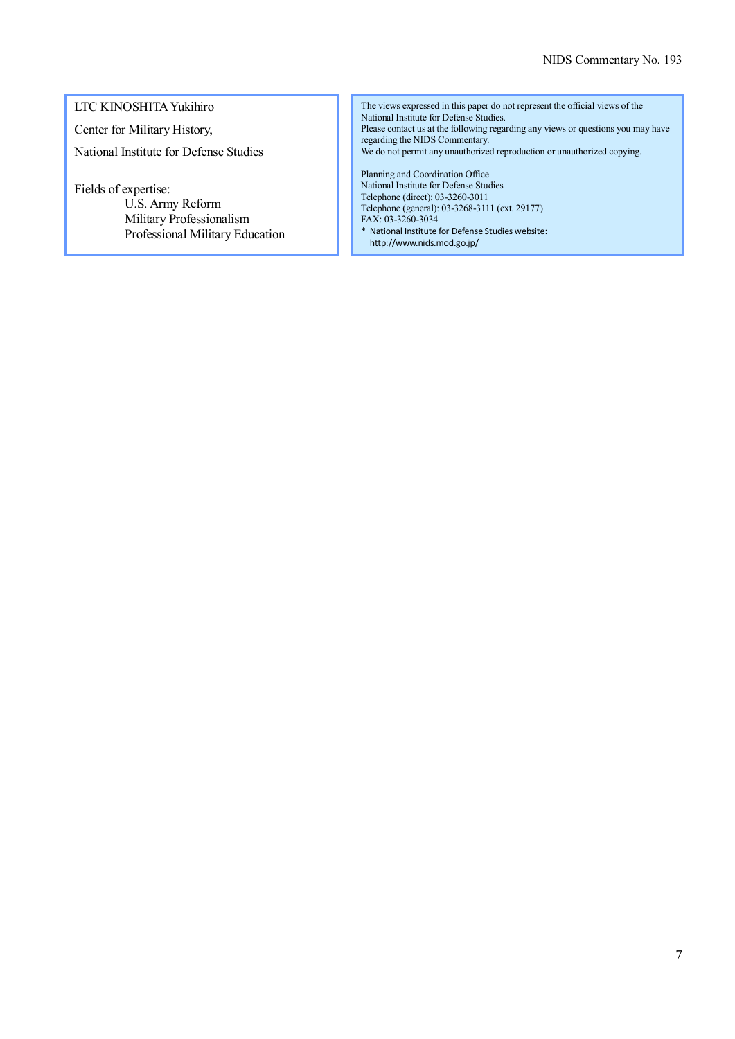LTC KINOSHITA Yukihiro

Center for Military History,

National Institute for Defense Studies

Fields of expertise:

- U.S. Army Reform
- Military Professionalism
- Professional Military Education

The views expressed in this paper do not represent the official views of the National Institute for Defense Studies.
Please contact us at the following regarding any views or questions you may have regarding the NIDS Commentary.
We do not permit any unauthorized reproduction or unauthorized copying.

Planning and Coordination Office
National Institute for Defense Studies
Telephone (direct): 03-3260-3011
Telephone (general): 03-3268-3111 (ext. 29177)
FAX: 03-3260-3034
* National Institute for Defense Studies website:
http://www.nids.mod.go.jp/